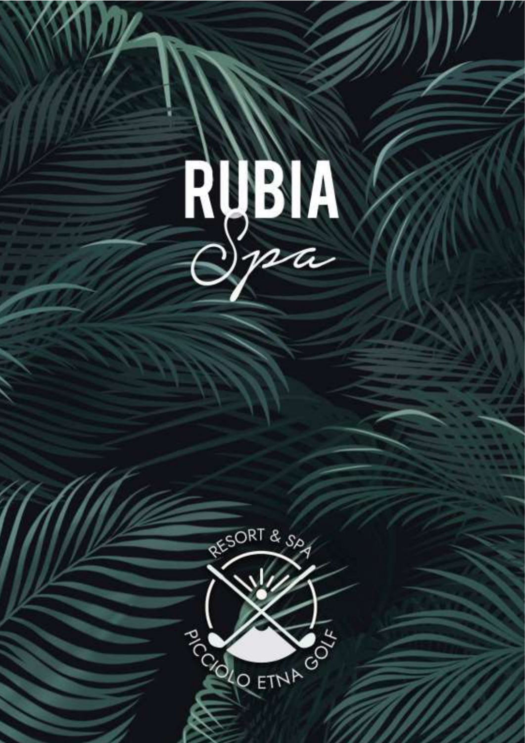# RUBIA

*Spa*

RESORT & SPA

PICCIOLO ETNA GOLF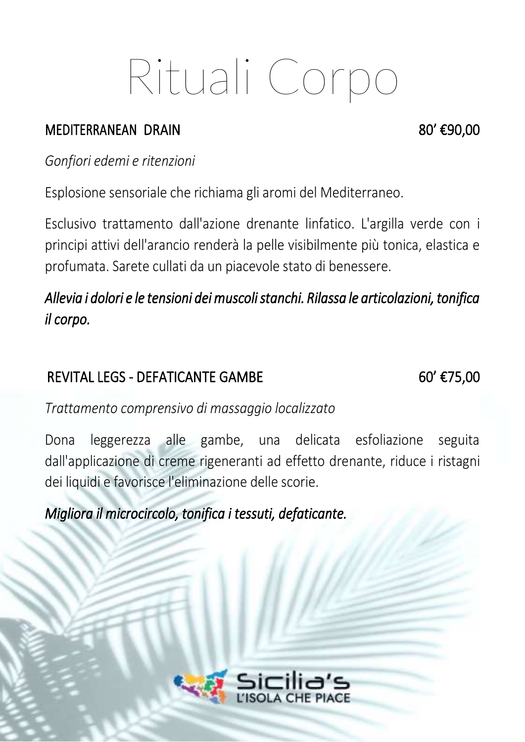# Rituali Corpo

## MEDITERRANEAN DRAIN 80' €90,00

*Gonfiori edemi e ritenzioni*

Esplosione sensoriale che richiama gli aromi del Mediterraneo.

Esclusivo trattamento dall'azione drenante linfatico. L'argilla verde con i principi attivi dell'arancio renderà la pelle visibilmente più tonica, elastica e profumata. Sarete cullati da un piacevole stato di benessere.

***Allevia i dolori e le tensioni dei muscoli stanchi. Rilassa le articolazioni, tonifica il corpo.***

## REVITAL LEGS - DEFATICANTE GAMBE 60' €75,00

*Trattamento comprensivo di massaggio localizzato*

Dona leggerezza alle gambe, una delicata esfoliazione seguita dall'applicazione di creme rigeneranti ad effetto drenante, riduce i ristagni dei liquidi e favorisce l'eliminazione delle scorie.

***Migliora il microcircolo, tonifica i tessuti, defaticante.***

Sicilia's
L'ISOLA CHE PIACE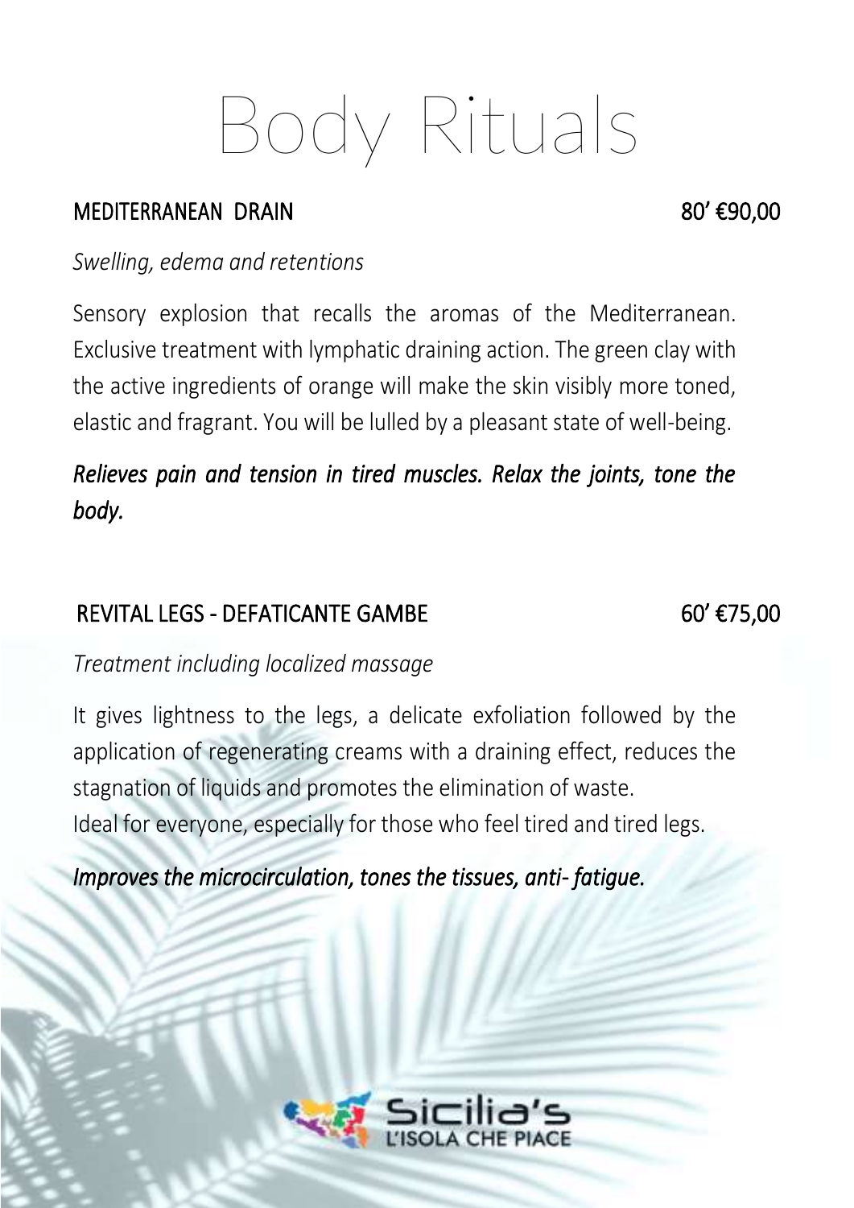# Body Rituals

## MEDITERRANEAN DRAIN 80' €90,00

*Swelling, edema and retentions*

Sensory explosion that recalls the aromas of the Mediterranean. Exclusive treatment with lymphatic draining action. The green clay with the active ingredients of orange will make the skin visibly more toned, elastic and fragrant. You will be lulled by a pleasant state of well-being.

***Relieves pain and tension in tired muscles. Relax the joints, tone the body.***

## REVITAL LEGS - DEFATICANTE GAMBE 60' €75,00

*Treatment including localized massage*

It gives lightness to the legs, a delicate exfoliation followed by the application of regenerating creams with a draining effect, reduces the stagnation of liquids and promotes the elimination of waste.
Ideal for everyone, especially for those who feel tired and tired legs.

***Improves the microcirculation, tones the tissues, anti- fatigue.***

Sicilia's L'ISOLA CHE PIACE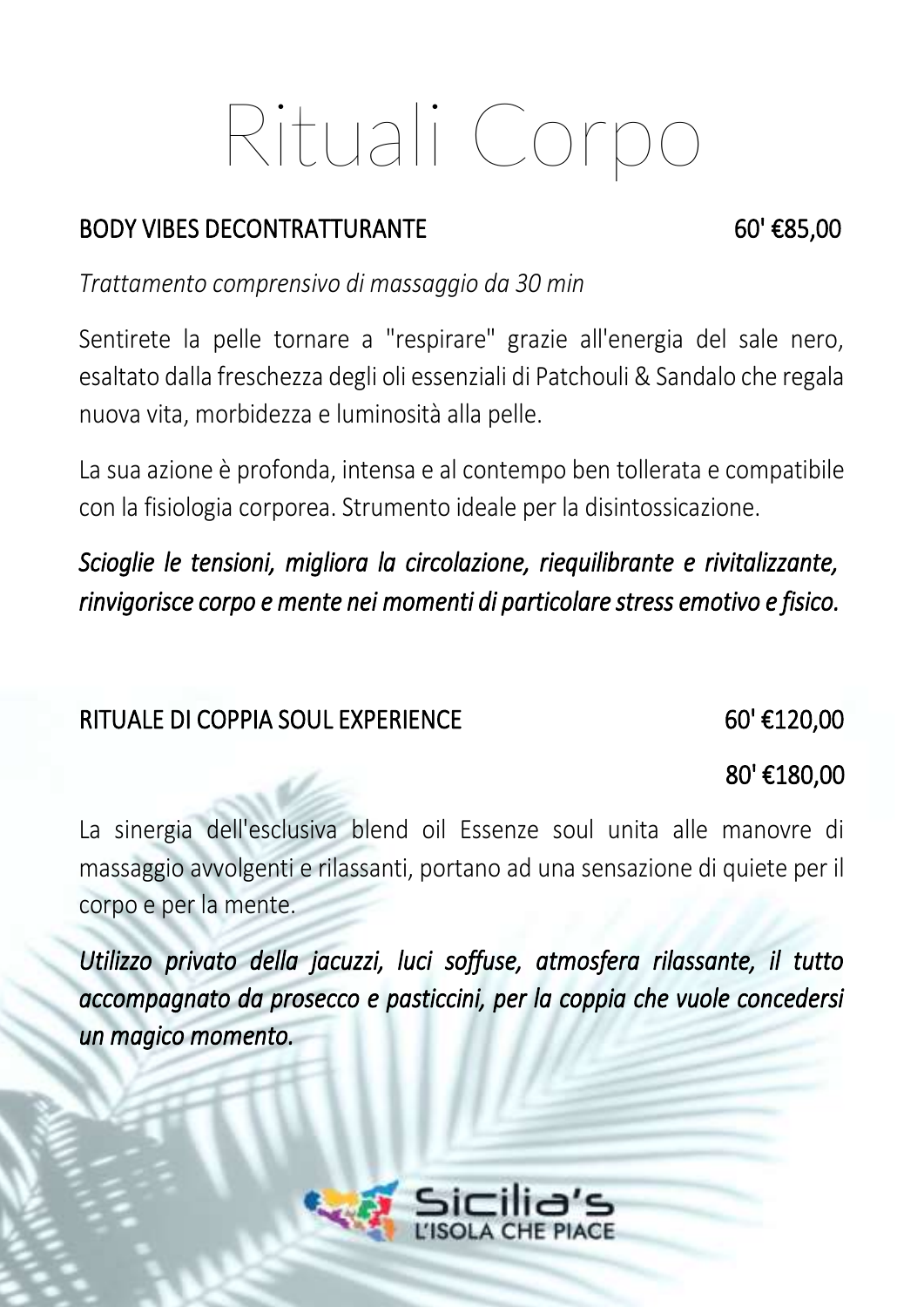# Rituali Corpo

## BODY VIBES DECONTRATTURANTE 60' €85,00

*Trattamento comprensivo di massaggio da 30 min*

Sentirete la pelle tornare a "respirare" grazie all'energia del sale nero, esaltato dalla freschezza degli oli essenziali di Patchouli & Sandalo che regala nuova vita, morbidezza e luminosità alla pelle.

La sua azione è profonda, intensa e al contempo ben tollerata e compatibile con la fisiologia corporea. Strumento ideale per la disintossicazione.

***Scioglie le tensioni, migliora la circolazione, riequilibrante e rivitalizzante, rinvigorisce corpo e mente nei momenti di particolare stress emotivo e fisico.***

## RITUALE DI COPPIA SOUL EXPERIENCE 60' €120,00

80' €180,00

La sinergia dell'esclusiva blend oil Essenze soul unita alle manovre di massaggio avvolgenti e rilassanti, portano ad una sensazione di quiete per il corpo e per la mente.

***Utilizzo privato della jacuzzi, luci soffuse, atmosfera rilassante, il tutto accompagnato da prosecco e pasticcini, per la coppia che vuole concedersi un magico momento.***

Sicilia's
L'ISOLA CHE PIACE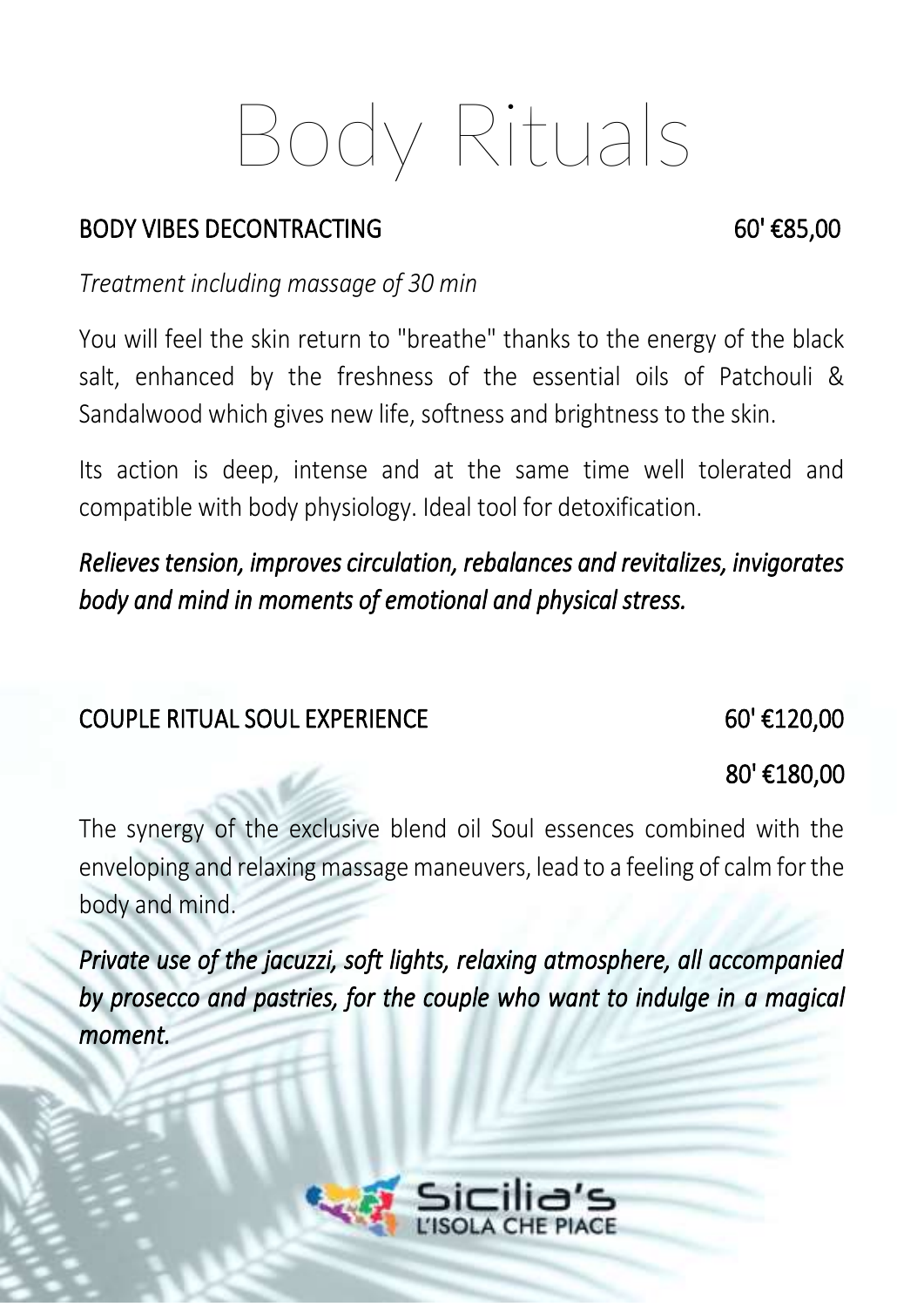# Body Rituals

## BODY VIBES DECONTRACTING 60' €85,00

*Treatment including massage of 30 min*

You will feel the skin return to "breathe" thanks to the energy of the black salt, enhanced by the freshness of the essential oils of Patchouli & Sandalwood which gives new life, softness and brightness to the skin.

Its action is deep, intense and at the same time well tolerated and compatible with body physiology. Ideal tool for detoxification.

***Relieves tension, improves circulation, rebalances and revitalizes, invigorates body and mind in moments of emotional and physical stress.***

## COUPLE RITUAL SOUL EXPERIENCE 60' €120,00

**80' €180,00**

The synergy of the exclusive blend oil Soul essences combined with the enveloping and relaxing massage maneuvers, lead to a feeling of calm for the body and mind.

***Private use of the jacuzzi, soft lights, relaxing atmosphere, all accompanied by prosecco and pastries, for the couple who want to indulge in a magical moment.***

Sicilia's L'ISOLA CHE PIACE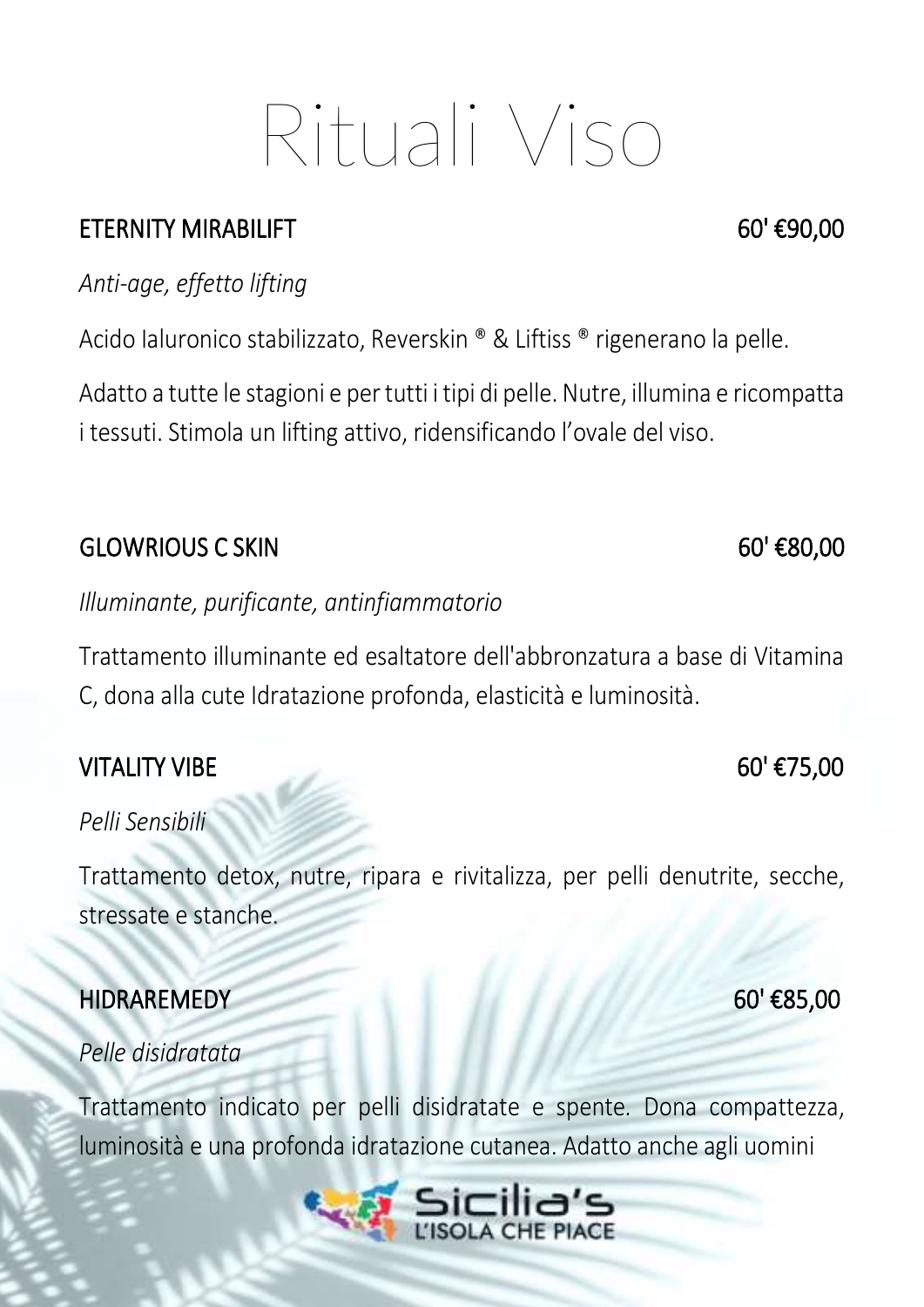# Rituali Viso

## ETERNITY MIRABILIFT 60' €90,00

*Anti-age, effetto lifting*

Acido Ialuronico stabilizzato, Reverskin ® & Liftiss ® rigenerano la pelle.

Adatto a tutte le stagioni e per tutti i tipi di pelle. Nutre, illumina e ricompatta i tessuti. Stimola un lifting attivo, ridensificando l'ovale del viso.

## GLOWRIOUS C SKIN 60' €80,00

*Illuminante, purificante, antinfiammatorio*

Trattamento illuminante ed esaltatore dell'abbronzatura a base di Vitamina C, dona alla cute Idratazione profonda, elasticità e luminosità.

## VITALITY VIBE 60' €75,00

*Pelli Sensibili*

Trattamento detox, nutre, ripara e rivitalizza, per pelli denutrite, secche, stressate e stanche.

## HIDRAREMEDY 60' €85,00

*Pelle disidratata*

Trattamento indicato per pelli disidratate e spente. Dona compattezza, luminosità e una profonda idratazione cutanea. Adatto anche agli uomini

Sicilia's
L'ISOLA CHE PIACE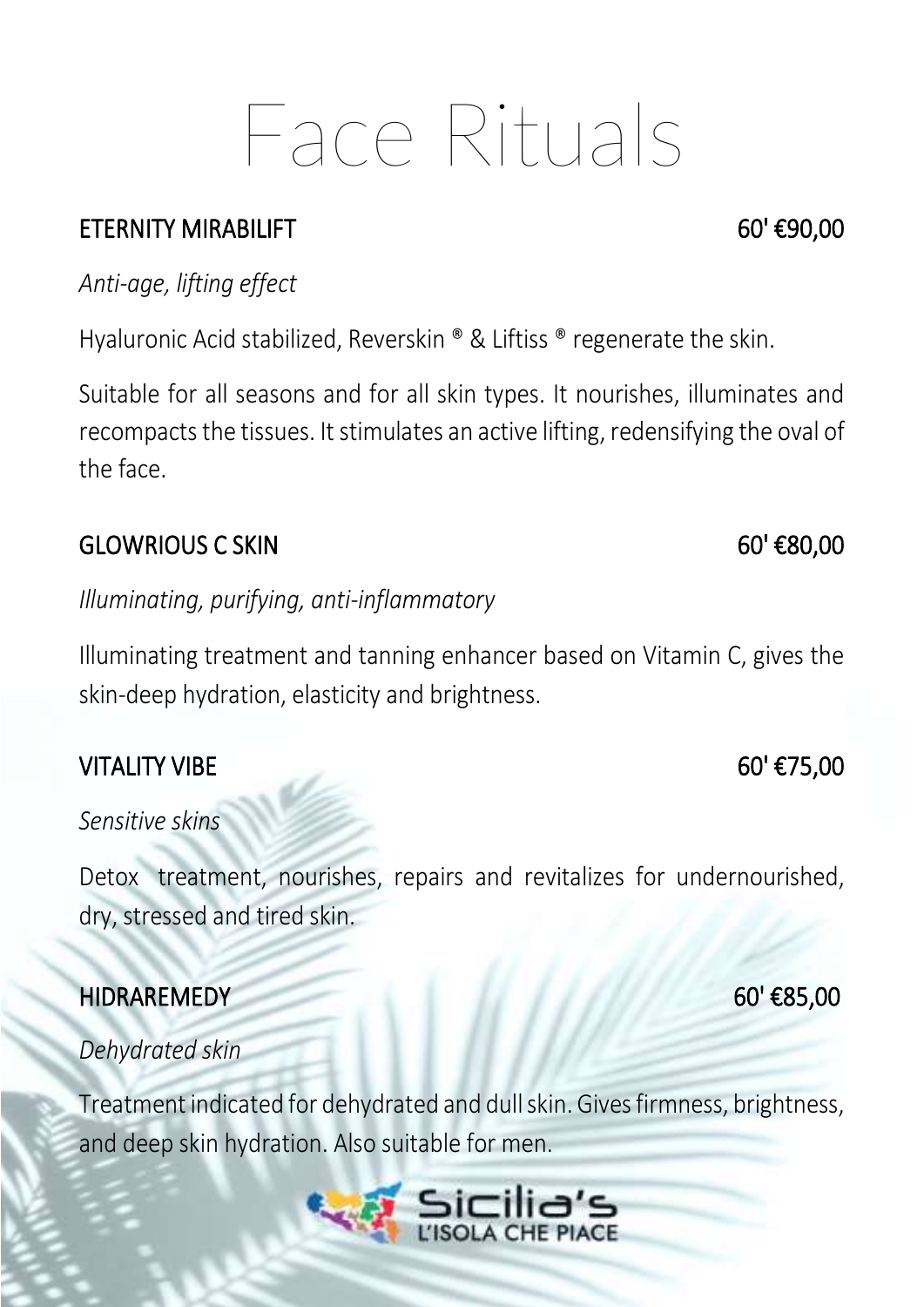# Face Rituals

## ETERNITY MIRABILIFT 60' €90,00

*Anti-age, lifting effect*

Hyaluronic Acid stabilized, Reverskin ® & Liftiss ® regenerate the skin.

Suitable for all seasons and for all skin types. It nourishes, illuminates and recompacts the tissues. It stimulates an active lifting, redensifying the oval of the face.

## GLOWRIOUS C SKIN 60' €80,00

*Illuminating, purifying, anti-inflammatory*

Illuminating treatment and tanning enhancer based on Vitamin C, gives the skin-deep hydration, elasticity and brightness.

## VITALITY VIBE 60' €75,00

*Sensitive skins*

Detox treatment, nourishes, repairs and revitalizes for undernourished, dry, stressed and tired skin.

## HIDRAREMEDY 60' €85,00

*Dehydrated skin*

Treatment indicated for dehydrated and dull skin. Gives firmness, brightness, and deep skin hydration. Also suitable for men.

Sicilia's
L'ISOLA CHE PIACE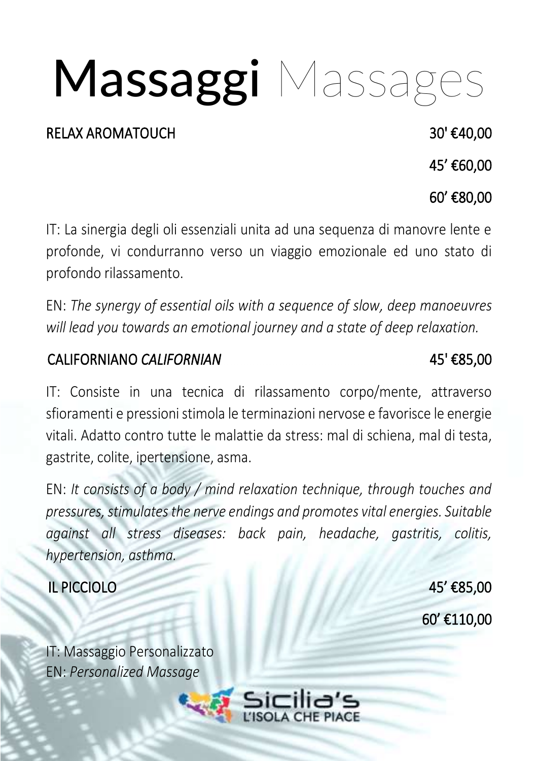# **Massaggi** Massages

**RELAX AROMATOUCH** — 30' €40,00

45' €60,00

60' €80,00

IT: La sinergia degli oli essenziali unita ad una sequenza di manovre lente e profonde, vi condurranno verso un viaggio emozionale ed uno stato di profondo rilassamento.

EN: *The synergy of essential oils with a sequence of slow, deep manoeuvres will lead you towards an emotional journey and a state of deep relaxation.*

**CALIFORNIANO *CALIFORNIAN*** — 45' €85,00

IT: Consiste in una tecnica di rilassamento corpo/mente, attraverso sfioramenti e pressioni stimola le terminazioni nervose e favorisce le energie vitali. Adatto contro tutte le malattie da stress: mal di schiena, mal di testa, gastrite, colite, ipertensione, asma.

EN: *It consists of a body / mind relaxation technique, through touches and pressures, stimulates the nerve endings and promotes vital energies. Suitable against all stress diseases: back pain, headache, gastritis, colitis, hypertension, asthma.*

**IL PICCIOLO** — 45' €85,00

60' €110,00

IT: Massaggio Personalizzato
EN: *Personalized Massage*

Sicilia's
L'ISOLA CHE PIACE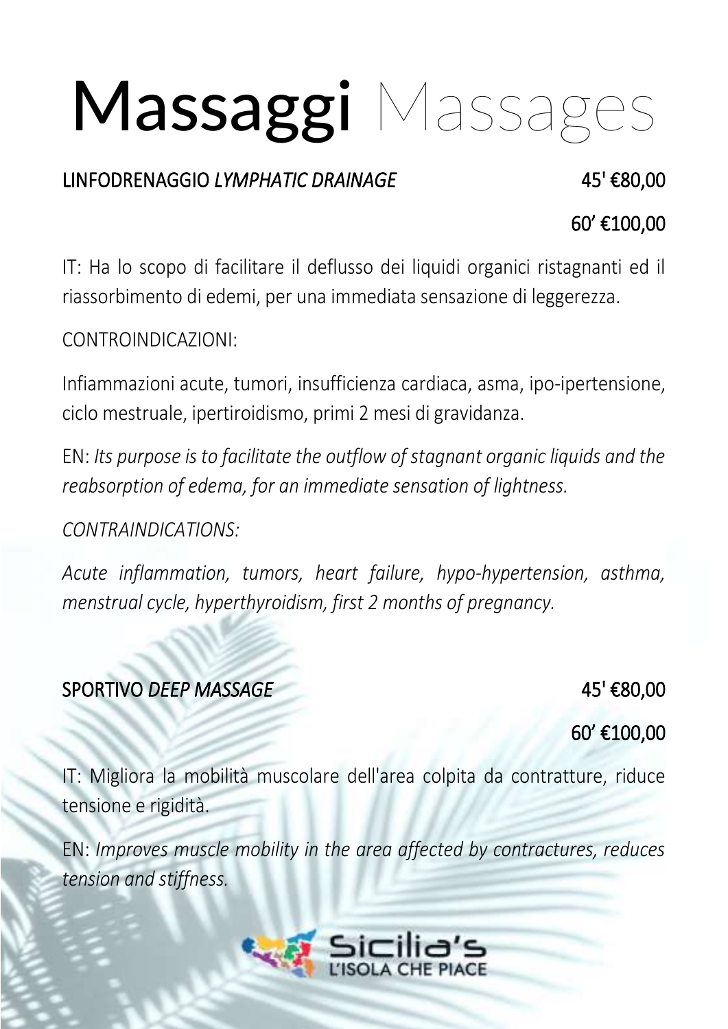# **Massaggi** Massages

LINFODRENAGGIO *LYMPHATIC DRAINAGE* 45' €80,00

60' €100,00

IT: Ha lo scopo di facilitare il deflusso dei liquidi organici ristagnanti ed il riassorbimento di edemi, per una immediata sensazione di leggerezza.

CONTROINDICAZIONI:

Infiammazioni acute, tumori, insufficienza cardiaca, asma, ipo-ipertensione, ciclo mestruale, ipertiroidismo, primi 2 mesi di gravidanza.

EN: *Its purpose is to facilitate the outflow of stagnant organic liquids and the reabsorption of edema, for an immediate sensation of lightness.*

*CONTRAINDICATIONS:*

*Acute inflammation, tumors, heart failure, hypo-hypertension, asthma, menstrual cycle, hyperthyroidism, first 2 months of pregnancy.*

SPORTIVO *DEEP MASSAGE* 45' €80,00

60' €100,00

IT: Migliora la mobilità muscolare dell'area colpita da contratture, riduce tensione e rigidità.

EN: *Improves muscle mobility in the area affected by contractures, reduces tension and stiffness.*

Sicilia's L'ISOLA CHE PIACE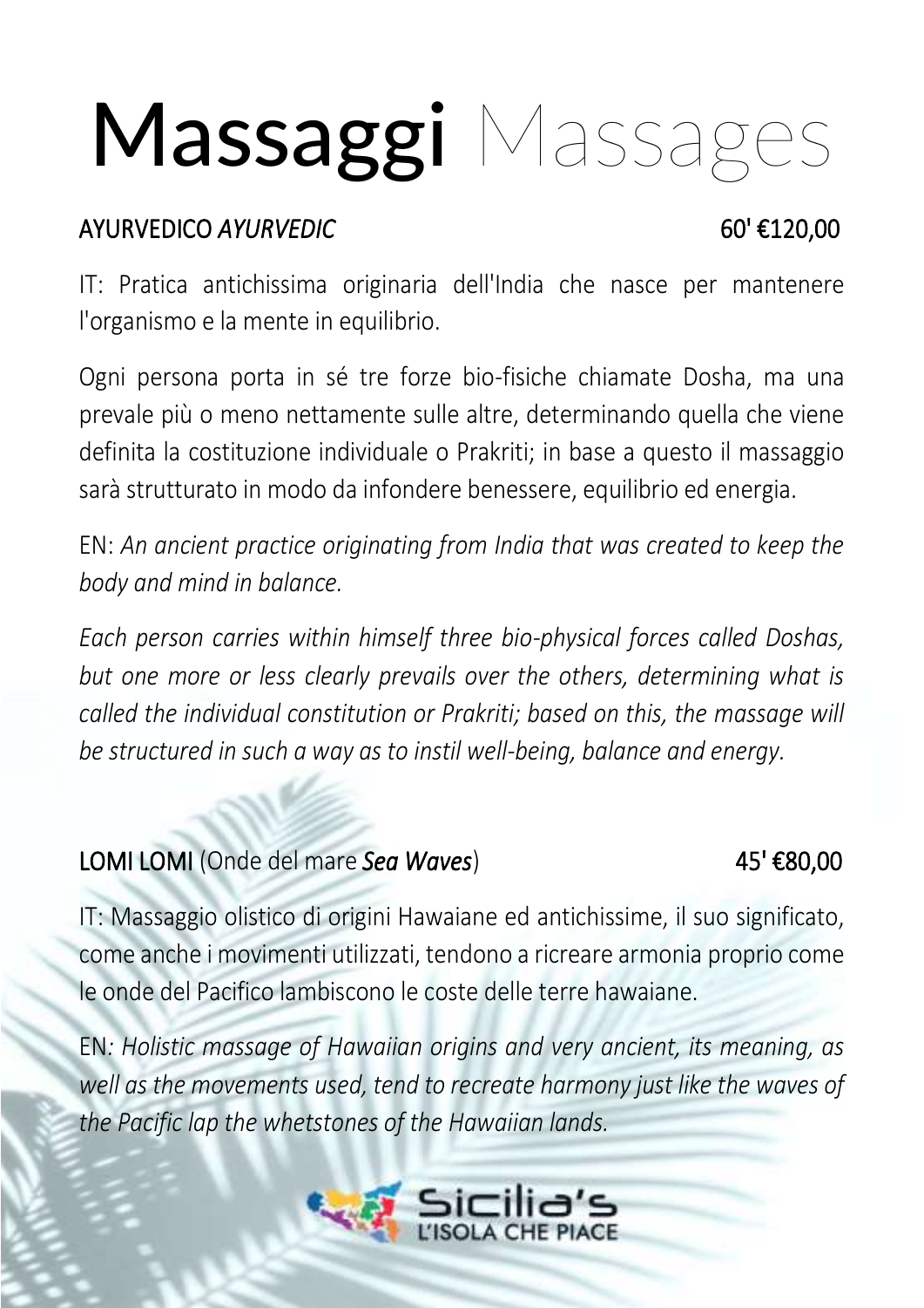# **Massaggi** Massages

**AYURVEDICO *AYURVEDIC*** — **60' €120,00**

IT: Pratica antichissima originaria dell'India che nasce per mantenere l'organismo e la mente in equilibrio.

Ogni persona porta in sé tre forze bio-fisiche chiamate Dosha, ma una prevale più o meno nettamente sulle altre, determinando quella che viene definita la costituzione individuale o Prakriti; in base a questo il massaggio sarà strutturato in modo da infondere benessere, equilibrio ed energia.

EN: *An ancient practice originating from India that was created to keep the body and mind in balance.*

*Each person carries within himself three bio-physical forces called Doshas, but one more or less clearly prevails over the others, determining what is called the individual constitution or Prakriti; based on this, the massage will be structured in such a way as to instil well-being, balance and energy.*

**LOMI LOMI** (Onde del mare ***Sea Waves***) — **45' €80,00**

IT: Massaggio olistico di origini Hawaiane ed antichissime, il suo significato, come anche i movimenti utilizzati, tendono a ricreare armonia proprio come le onde del Pacifico lambiscono le coste delle terre hawaiane.

EN*: Holistic massage of Hawaiian origins and very ancient, its meaning, as well as the movements used, tend to recreate harmony just like the waves of the Pacific lap the whetstones of the Hawaiian lands.*

Sicilia's
L'ISOLA CHE PIACE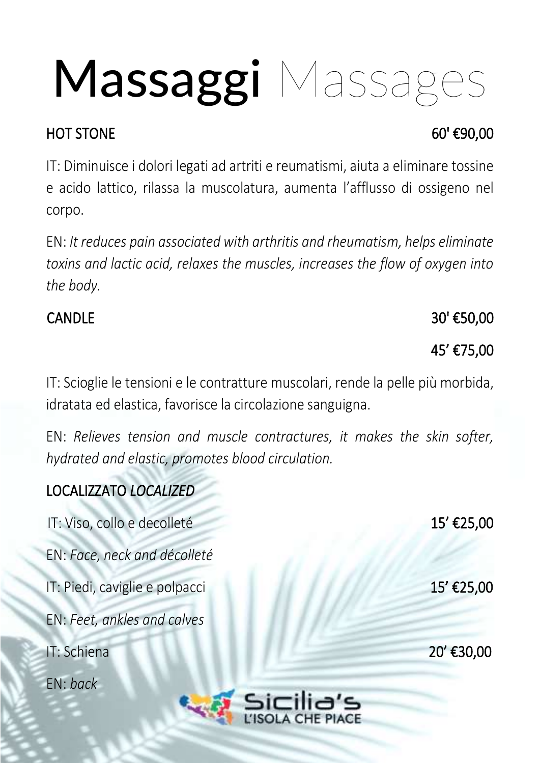# **Massaggi** Massages

**HOT STONE** **60' €90,00**

IT: Diminuisce i dolori legati ad artriti e reumatismi, aiuta a eliminare tossine e acido lattico, rilassa la muscolatura, aumenta l'afflusso di ossigeno nel corpo.

EN: *It reduces pain associated with arthritis and rheumatism, helps eliminate toxins and lactic acid, relaxes the muscles, increases the flow of oxygen into the body.*

**CANDLE** **30' €50,00**

**45' €75,00**

IT: Scioglie le tensioni e le contratture muscolari, rende la pelle più morbida, idratata ed elastica, favorisce la circolazione sanguigna.

EN: *Relieves tension and muscle contractures, it makes the skin softer, hydrated and elastic, promotes blood circulation.*

**LOCALIZZATO *LOCALIZED***

IT: Viso, collo e decolleté **15' €25,00**

EN: *Face, neck and décolleté*

IT: Piedi, caviglie e polpacci **15' €25,00**

EN: *Feet, ankles and calves*

IT: Schiena **20' €30,00**

EN: *back*

Sicilia's
L'ISOLA CHE PIACE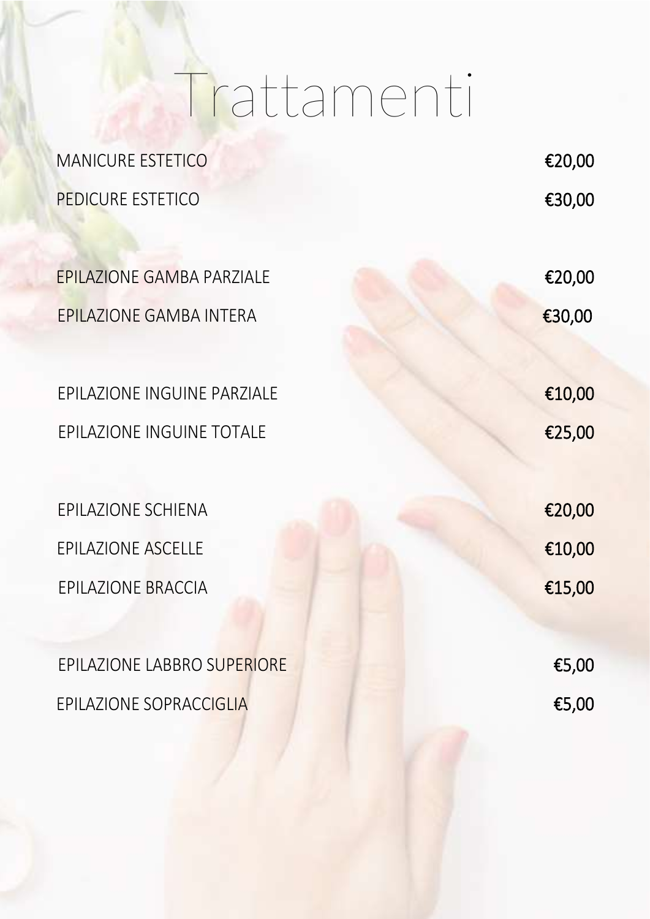# Trattamenti

| | |
|---|---|
| MANICURE ESTETICO | €20,00 |
| PEDICURE ESTETICO | €30,00 |
| | |
| EPILAZIONE GAMBA PARZIALE | €20,00 |
| EPILAZIONE GAMBA INTERA | €30,00 |
| | |
| EPILAZIONE INGUINE PARZIALE | €10,00 |
| EPILAZIONE INGUINE TOTALE | €25,00 |
| | |
| EPILAZIONE SCHIENA | €20,00 |
| EPILAZIONE ASCELLE | €10,00 |
| EPILAZIONE BRACCIA | €15,00 |
| | |
| EPILAZIONE LABBRO SUPERIORE | €5,00 |
| EPILAZIONE SOPRACCIGLIA | €5,00 |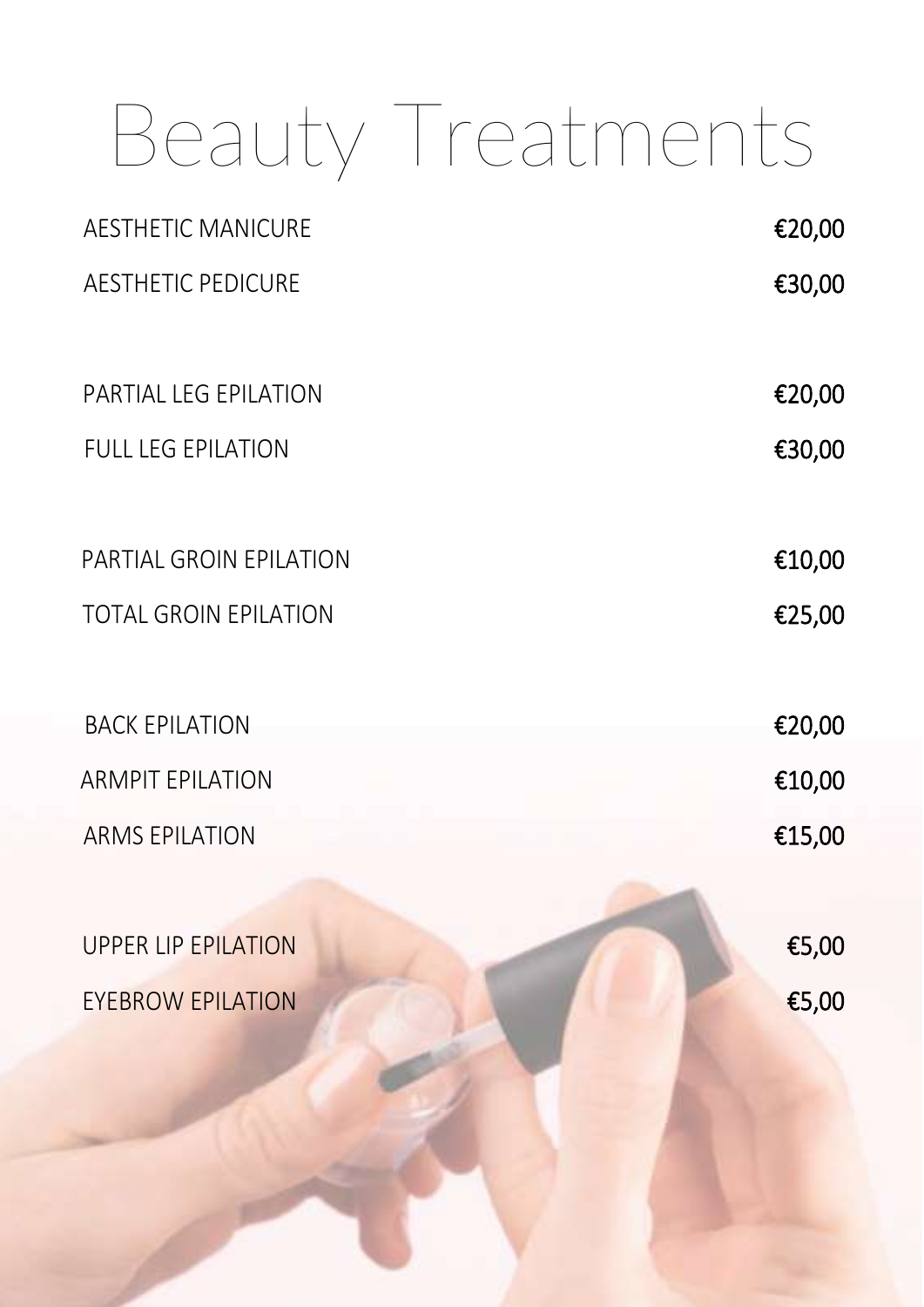# Beauty Treatments

| | |
|---|---|
| AESTHETIC MANICURE | €20,00 |
| AESTHETIC PEDICURE | €30,00 |
| PARTIAL LEG EPILATION | €20,00 |
| FULL LEG EPILATION | €30,00 |
| PARTIAL GROIN EPILATION | €10,00 |
| TOTAL GROIN EPILATION | €25,00 |
| BACK EPILATION | €20,00 |
| ARMPIT EPILATION | €10,00 |
| ARMS EPILATION | €15,00 |
| UPPER LIP EPILATION | €5,00 |
| EYEBROW EPILATION | €5,00 |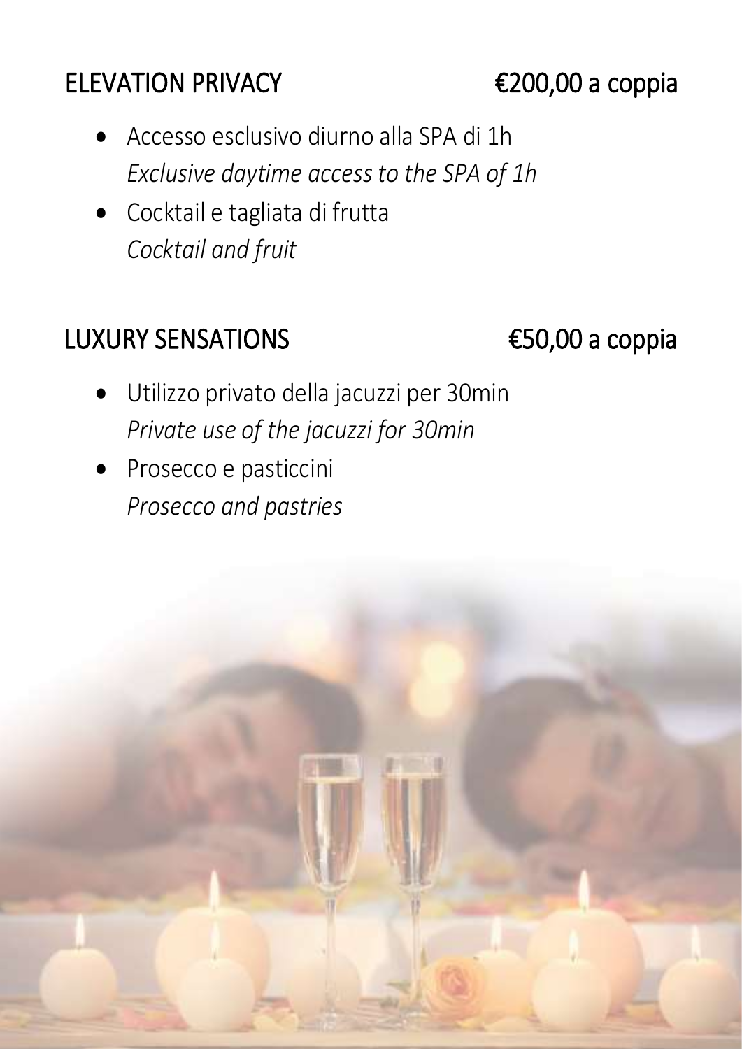## ELEVATION PRIVACY €200,00 a coppia

- Accesso esclusivo diurno alla SPA di 1h
  *Exclusive daytime access to the SPA of 1h*
- Cocktail e tagliata di frutta
  *Cocktail and fruit*

## LUXURY SENSATIONS €50,00 a coppia

- Utilizzo privato della jacuzzi per 30min
  *Private use of the jacuzzi for 30min*
- Prosecco e pasticcini
  *Prosecco and pastries*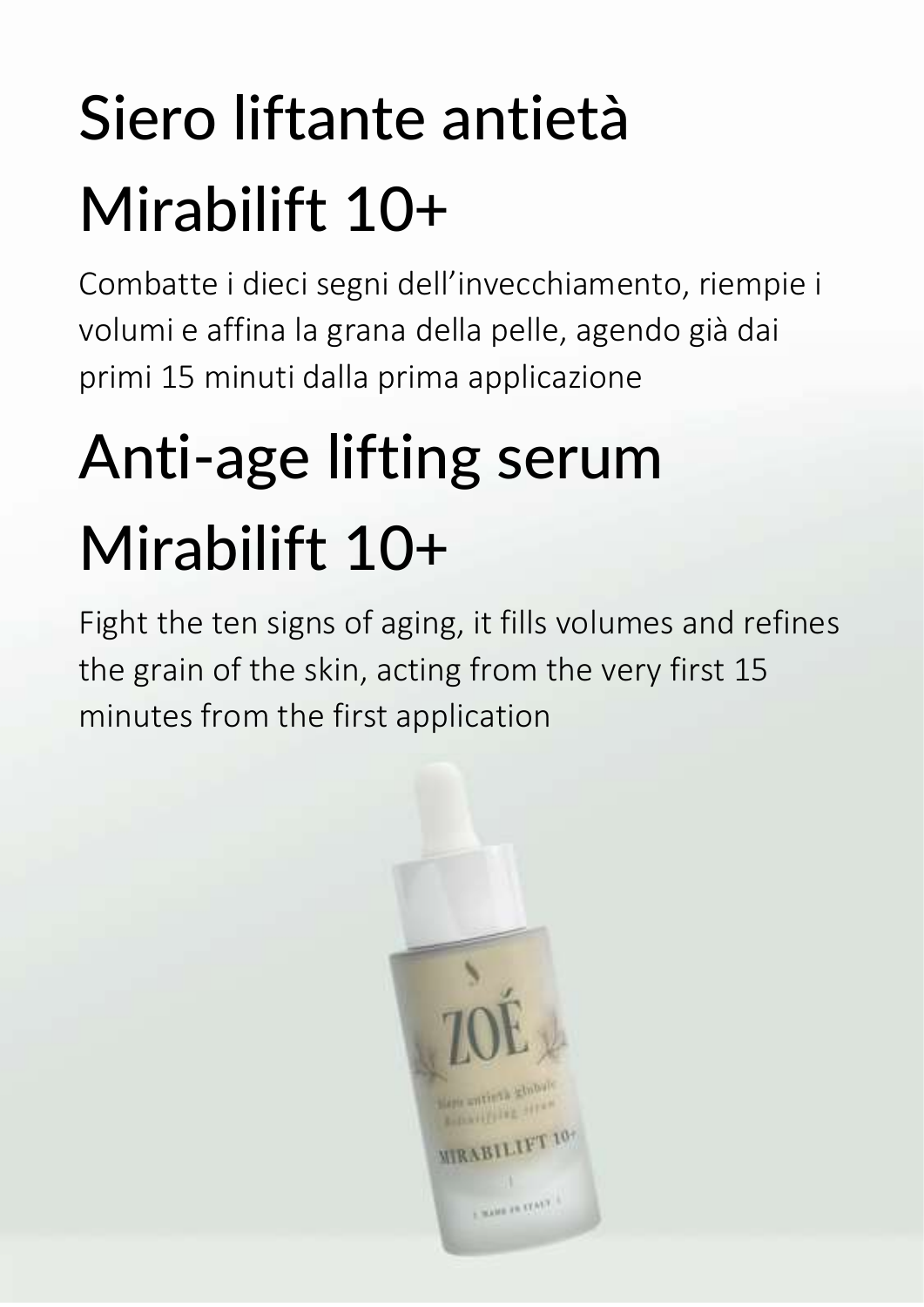# Siero liftante antietà Mirabilift 10+

Combatte i dieci segni dell'invecchiamento, riempie i volumi e affina la grana della pelle, agendo già dai primi 15 minuti dalla prima applicazione

# Anti-age lifting serum Mirabilift 10+

Fight the ten signs of aging, it fills volumes and refines the grain of the skin, acting from the very first 15 minutes from the first application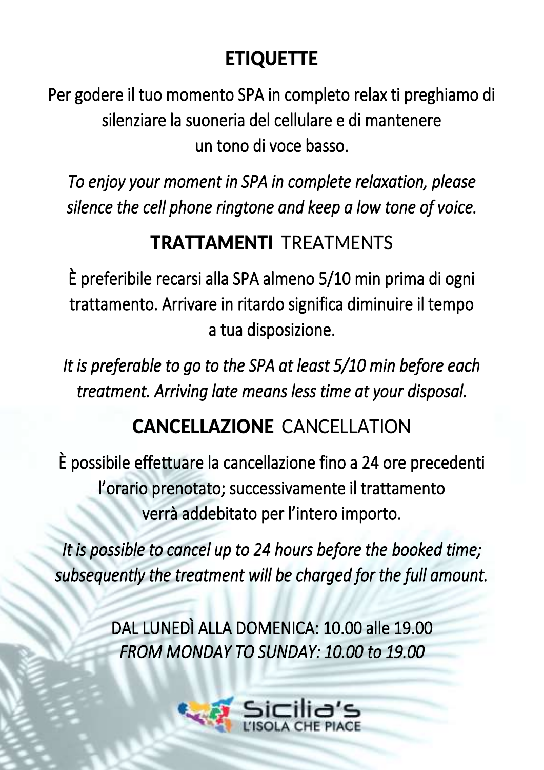## ETIQUETTE

Per godere il tuo momento SPA in completo relax ti preghiamo di silenziare la suoneria del cellulare e di mantenere un tono di voce basso.

*To enjoy your moment in SPA in complete relaxation, please silence the cell phone ringtone and keep a low tone of voice.*

## **TRATTAMENTI** TREATMENTS

È preferibile recarsi alla SPA almeno 5/10 min prima di ogni trattamento. Arrivare in ritardo significa diminuire il tempo a tua disposizione.

*It is preferable to go to the SPA at least 5/10 min before each treatment. Arriving late means less time at your disposal.*

## **CANCELLAZIONE** CANCELLATION

È possibile effettuare la cancellazione fino a 24 ore precedenti l'orario prenotato; successivamente il trattamento verrà addebitato per l'intero importo.

*It is possible to cancel up to 24 hours before the booked time; subsequently the treatment will be charged for the full amount.*

DAL LUNEDÌ ALLA DOMENICA: 10.00 alle 19.00
*FROM MONDAY TO SUNDAY: 10.00 to 19.00*

Sicilia's
L'ISOLA CHE PIACE